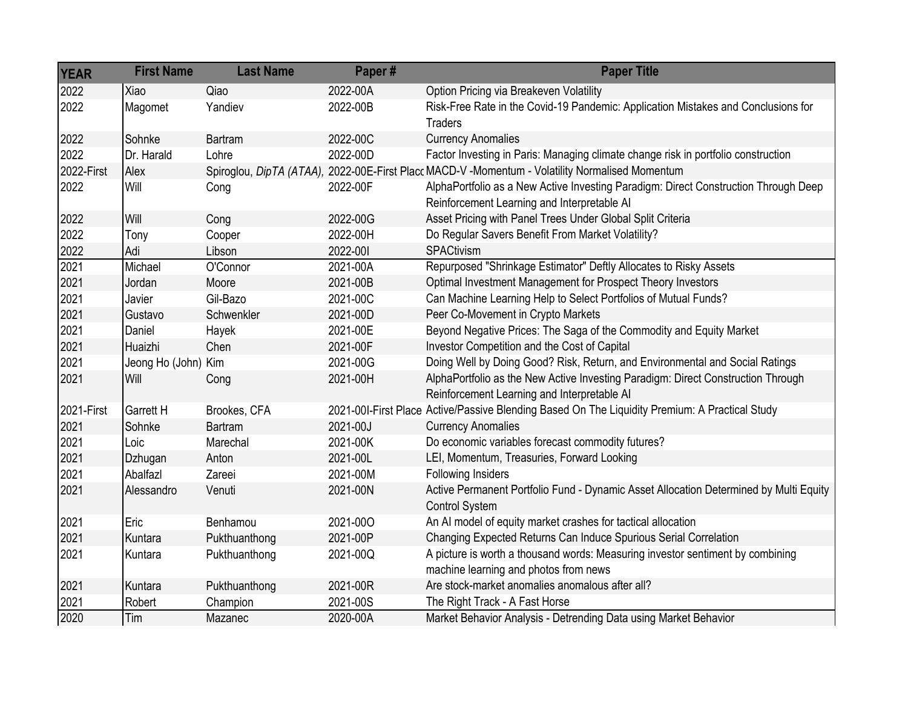| YEAR | First Name | Last Name | Paper # | Paper Title |
|---|---|---|---|---|
| 2022 | Xiao | Qiao | 2022-00A | Option Pricing via Breakeven Volatility |
| 2022 | Magomet | Yandiev | 2022-00B | Risk-Free Rate in the Covid-19 Pandemic: Application Mistakes and Conclusions for Traders |
| 2022 | Sohnke | Bartram | 2022-00C | Currency Anomalies |
| 2022 | Dr. Harald | Lohre | 2022-00D | Factor Investing in Paris: Managing climate change risk in portfolio construction |
| 2022-First | Alex | Spiroglou, *DipTA (ATAA),* | 2022-00E-First Place | MACD-V -Momentum - Volatility Normalised Momentum |
| 2022 | Will | Cong | 2022-00F | AlphaPortfolio as a New Active Investing Paradigm: Direct Construction Through Deep Reinforcement Learning and Interpretable AI |
| 2022 | Will | Cong | 2022-00G | Asset Pricing with Panel Trees Under Global Split Criteria |
| 2022 | Tony | Cooper | 2022-00H | Do Regular Savers Benefit From Market Volatility? |
| 2022 | Adi | Libson | 2022-00I | SPACtivism |
| 2021 | Michael | O'Connor | 2021-00A | Repurposed "Shrinkage Estimator" Deftly Allocates to Risky Assets |
| 2021 | Jordan | Moore | 2021-00B | Optimal Investment Management for Prospect Theory Investors |
| 2021 | Javier | Gil-Bazo | 2021-00C | Can Machine Learning Help to Select Portfolios of Mutual Funds? |
| 2021 | Gustavo | Schwenkler | 2021-00D | Peer Co-Movement in Crypto Markets |
| 2021 | Daniel | Hayek | 2021-00E | Beyond Negative Prices: The Saga of the Commodity and Equity Market |
| 2021 | Huaizhi | Chen | 2021-00F | Investor Competition and the Cost of Capital |
| 2021 | Jeong Ho (John) | Kim | 2021-00G | Doing Well by Doing Good? Risk, Return, and Environmental and Social Ratings |
| 2021 | Will | Cong | 2021-00H | AlphaPortfolio as the New Active Investing Paradigm: Direct Construction Through Reinforcement Learning and Interpretable AI |
| 2021-First | Garrett H | Brookes, CFA | 2021-00I-First Place | Active/Passive Blending Based On The Liquidity Premium: A Practical Study |
| 2021 | Sohnke | Bartram | 2021-00J | Currency Anomalies |
| 2021 | Loic | Marechal | 2021-00K | Do economic variables forecast commodity futures? |
| 2021 | Dzhugan | Anton | 2021-00L | LEI, Momentum, Treasuries, Forward Looking |
| 2021 | Abalfazl | Zareei | 2021-00M | Following Insiders |
| 2021 | Alessandro | Venuti | 2021-00N | Active Permanent Portfolio Fund - Dynamic Asset Allocation Determined by Multi Equity Control System |
| 2021 | Eric | Benhamou | 2021-00O | An AI model of equity market crashes for tactical allocation |
| 2021 | Kuntara | Pukthuanthong | 2021-00P | Changing Expected Returns Can Induce Spurious Serial Correlation |
| 2021 | Kuntara | Pukthuanthong | 2021-00Q | A picture is worth a thousand words: Measuring investor sentiment by combining machine learning and photos from news |
| 2021 | Kuntara | Pukthuanthong | 2021-00R | Are stock-market anomalies anomalous after all? |
| 2021 | Robert | Champion | 2021-00S | The Right Track - A Fast Horse |
| 2020 | Tim | Mazanec | 2020-00A | Market Behavior Analysis - Detrending Data using Market Behavior |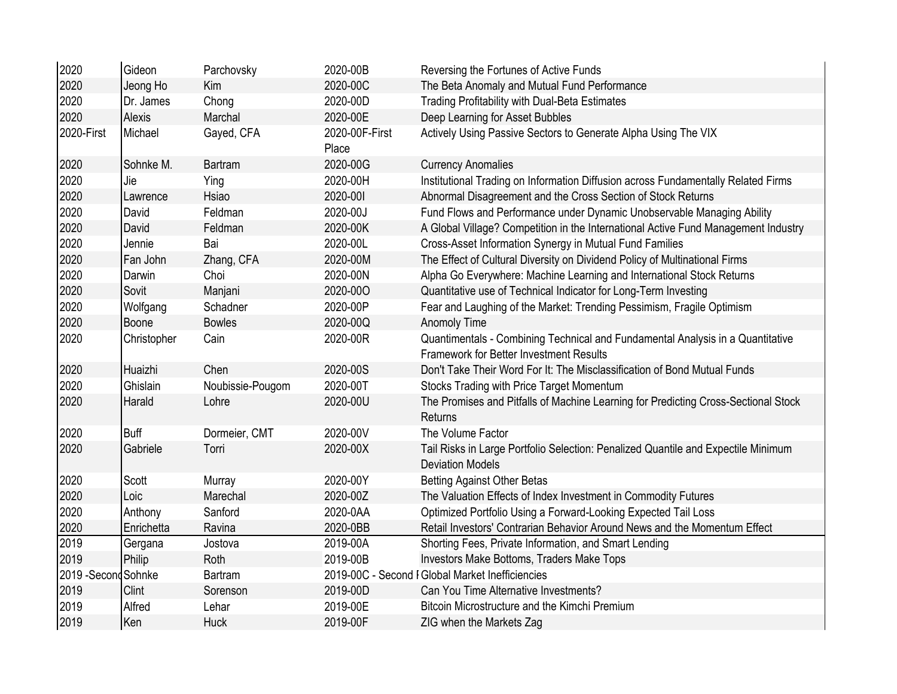| | | | | |
|---|---|---|---|---|
| 2020 | Gideon | Parchovsky | 2020-00B | Reversing the Fortunes of Active Funds |
| 2020 | Jeong Ho | Kim | 2020-00C | The Beta Anomaly and Mutual Fund Performance |
| 2020 | Dr. James | Chong | 2020-00D | Trading Profitability with Dual-Beta Estimates |
| 2020 | Alexis | Marchal | 2020-00E | Deep Learning for Asset Bubbles |
| 2020-First | Michael | Gayed, CFA | 2020-00F-First Place | Actively Using Passive Sectors to Generate Alpha Using The VIX |
| 2020 | Sohnke M. | Bartram | 2020-00G | Currency Anomalies |
| 2020 | Jie | Ying | 2020-00H | Institutional Trading on Information Diffusion across Fundamentally Related Firms |
| 2020 | Lawrence | Hsiao | 2020-00I | Abnormal Disagreement and the Cross Section of Stock Returns |
| 2020 | David | Feldman | 2020-00J | Fund Flows and Performance under Dynamic Unobservable Managing Ability |
| 2020 | David | Feldman | 2020-00K | A Global Village? Competition in the International Active Fund Management Industry |
| 2020 | Jennie | Bai | 2020-00L | Cross-Asset Information Synergy in Mutual Fund Families |
| 2020 | Fan John | Zhang, CFA | 2020-00M | The Effect of Cultural Diversity on Dividend Policy of Multinational Firms |
| 2020 | Darwin | Choi | 2020-00N | Alpha Go Everywhere: Machine Learning and International Stock Returns |
| 2020 | Sovit | Manjani | 2020-00O | Quantitative use of Technical Indicator for Long-Term Investing |
| 2020 | Wolfgang | Schadner | 2020-00P | Fear and Laughing of the Market: Trending Pessimism, Fragile Optimism |
| 2020 | Boone | Bowles | 2020-00Q | Anomoly Time |
| 2020 | Christopher | Cain | 2020-00R | Quantimentals - Combining Technical and Fundamental Analysis in a Quantitative Framework for Better Investment Results |
| 2020 | Huaizhi | Chen | 2020-00S | Don't Take Their Word For It: The Misclassification of Bond Mutual Funds |
| 2020 | Ghislain | Noubissie-Pougom | 2020-00T | Stocks Trading with Price Target Momentum |
| 2020 | Harald | Lohre | 2020-00U | The Promises and Pitfalls of Machine Learning for Predicting Cross-Sectional Stock Returns |
| 2020 | Buff | Dormeier, CMT | 2020-00V | The Volume Factor |
| 2020 | Gabriele | Torri | 2020-00X | Tail Risks in Large Portfolio Selection: Penalized Quantile and Expectile Minimum Deviation Models |
| 2020 | Scott | Murray | 2020-00Y | Betting Against Other Betas |
| 2020 | Loic | Marechal | 2020-00Z | The Valuation Effects of Index Investment in Commodity Futures |
| 2020 | Anthony | Sanford | 2020-0AA | Optimized Portfolio Using a Forward-Looking Expected Tail Loss |
| 2020 | Enrichetta | Ravina | 2020-0BB | Retail Investors' Contrarian Behavior Around News and the Momentum Effect |
| 2019 | Gergana | Jostova | 2019-00A | Shorting Fees, Private Information, and Smart Lending |
| 2019 | Philip | Roth | 2019-00B | Investors Make Bottoms, Traders Make Tops |
| 2019 -Second | Sohnke | Bartram | 2019-00C - Second I | Global Market Inefficiencies |
| 2019 | Clint | Sorenson | 2019-00D | Can You Time Alternative Investments? |
| 2019 | Alfred | Lehar | 2019-00E | Bitcoin Microstructure and the Kimchi Premium |
| 2019 | Ken | Huck | 2019-00F | ZIG when the Markets Zag |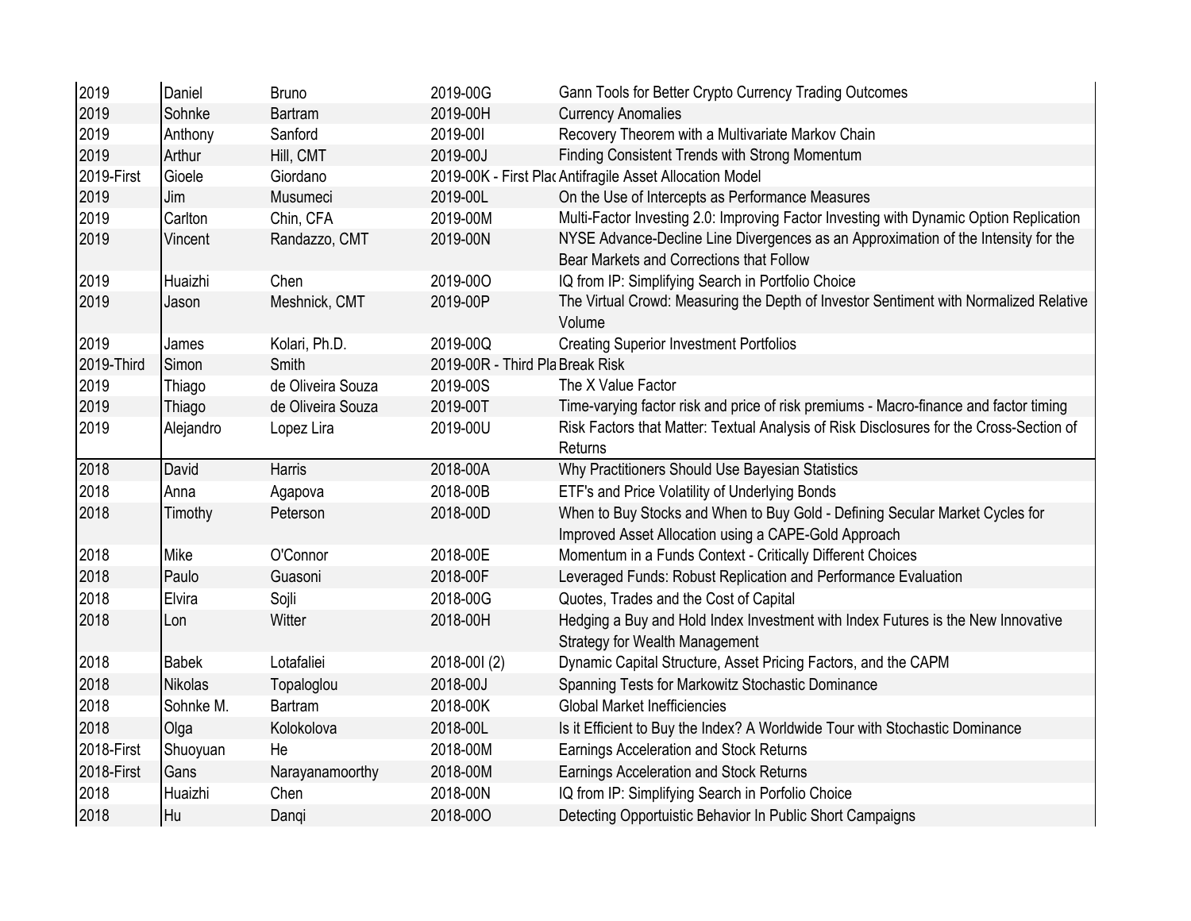| | | | | |
|---|---|---|---|---|
| 2019 | Daniel | Bruno | 2019-00G | Gann Tools for Better Crypto Currency Trading Outcomes |
| 2019 | Sohnke | Bartram | 2019-00H | Currency Anomalies |
| 2019 | Anthony | Sanford | 2019-00I | Recovery Theorem with a Multivariate Markov Chain |
| 2019 | Arthur | Hill, CMT | 2019-00J | Finding Consistent Trends with Strong Momentum |
| 2019-First | Gioele | Giordano | 2019-00K - First Plac | Antifragile Asset Allocation Model |
| 2019 | Jim | Musumeci | 2019-00L | On the Use of Intercepts as Performance Measures |
| 2019 | Carlton | Chin, CFA | 2019-00M | Multi-Factor Investing 2.0: Improving Factor Investing with Dynamic Option Replication |
| 2019 | Vincent | Randazzo, CMT | 2019-00N | NYSE Advance-Decline Line Divergences as an Approximation of the Intensity for the Bear Markets and Corrections that Follow |
| 2019 | Huaizhi | Chen | 2019-00O | IQ from IP: Simplifying Search in Portfolio Choice |
| 2019 | Jason | Meshnick, CMT | 2019-00P | The Virtual Crowd: Measuring the Depth of Investor Sentiment with Normalized Relative Volume |
| 2019 | James | Kolari, Ph.D. | 2019-00Q | Creating Superior Investment Portfolios |
| 2019-Third | Simon | Smith | 2019-00R - Third Pla | Break Risk |
| 2019 | Thiago | de Oliveira Souza | 2019-00S | The X Value Factor |
| 2019 | Thiago | de Oliveira Souza | 2019-00T | Time-varying factor risk and price of risk premiums - Macro-finance and factor timing |
| 2019 | Alejandro | Lopez Lira | 2019-00U | Risk Factors that Matter: Textual Analysis of Risk Disclosures for the Cross-Section of Returns |
| 2018 | David | Harris | 2018-00A | Why Practitioners Should Use Bayesian Statistics |
| 2018 | Anna | Agapova | 2018-00B | ETF's and Price Volatility of Underlying Bonds |
| 2018 | Timothy | Peterson | 2018-00D | When to Buy Stocks and When to Buy Gold - Defining Secular Market Cycles for Improved Asset Allocation using a CAPE-Gold Approach |
| 2018 | Mike | O'Connor | 2018-00E | Momentum in a Funds Context - Critically Different Choices |
| 2018 | Paulo | Guasoni | 2018-00F | Leveraged Funds: Robust Replication and Performance Evaluation |
| 2018 | Elvira | Sojli | 2018-00G | Quotes, Trades and the Cost of Capital |
| 2018 | Lon | Witter | 2018-00H | Hedging a Buy and Hold Index Investment with Index Futures is the New Innovative Strategy for Wealth Management |
| 2018 | Babek | Lotafaliei | 2018-00I (2) | Dynamic Capital Structure, Asset Pricing Factors, and the CAPM |
| 2018 | Nikolas | Topaloglou | 2018-00J | Spanning Tests for Markowitz Stochastic Dominance |
| 2018 | Sohnke M. | Bartram | 2018-00K | Global Market Inefficiencies |
| 2018 | Olga | Kolokolova | 2018-00L | Is it Efficient to Buy the Index? A Worldwide Tour with Stochastic Dominance |
| 2018-First | Shuoyuan | He | 2018-00M | Earnings Acceleration and Stock Returns |
| 2018-First | Gans | Narayanamoorthy | 2018-00M | Earnings Acceleration and Stock Returns |
| 2018 | Huaizhi | Chen | 2018-00N | IQ from IP: Simplifying Search in Porfolio Choice |
| 2018 | Hu | Danqi | 2018-00O | Detecting Opportuistic Behavior In Public Short Campaigns |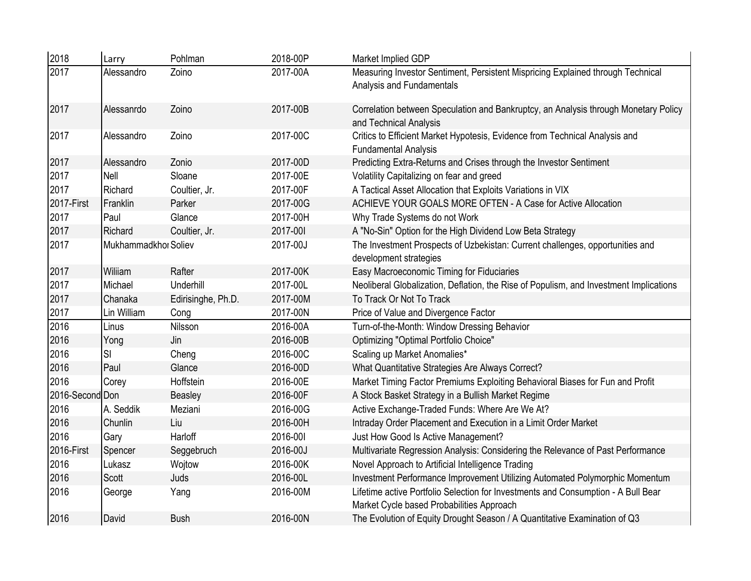| | | | | |
|---|---|---|---|---|
| 2018 | Larry | Pohlman | 2018-00P | Market Implied GDP |
| 2017 | Alessandro | Zoino | 2017-00A | Measuring Investor Sentiment, Persistent Mispricing Explained through Technical Analysis and Fundamentals |
| 2017 | Alessanrdo | Zoino | 2017-00B | Correlation between Speculation and Bankruptcy, an Analysis through Monetary Policy and Technical Analysis |
| 2017 | Alessandro | Zoino | 2017-00C | Critics to Efficient Market Hypotesis, Evidence from Technical Analysis and Fundamental Analysis |
| 2017 | Alessandro | Zonio | 2017-00D | Predicting Extra-Returns and Crises through the Investor Sentiment |
| 2017 | Nell | Sloane | 2017-00E | Volatility Capitalizing on fear and greed |
| 2017 | Richard | Coultier, Jr. | 2017-00F | A Tactical Asset Allocation that Exploits Variations in VIX |
| 2017-First | Franklin | Parker | 2017-00G | ACHIEVE YOUR GOALS MORE OFTEN - A Case for Active Allocation |
| 2017 | Paul | Glance | 2017-00H | Why Trade Systems do not Work |
| 2017 | Richard | Coultier, Jr. | 2017-00I | A "No-Sin" Option for the High Dividend Low Beta Strategy |
| 2017 | Mukhammadkhor | Soliev | 2017-00J | The Investment Prospects of Uzbekistan: Current challenges, opportunities and development strategies |
| 2017 | Wiliiam | Rafter | 2017-00K | Easy Macroeconomic Timing for Fiduciaries |
| 2017 | Michael | Underhill | 2017-00L | Neoliberal Globalization, Deflation, the Rise of Populism, and Investment Implications |
| 2017 | Chanaka | Edirisinghe, Ph.D. | 2017-00M | To Track Or Not To Track |
| 2017 | Lin William | Cong | 2017-00N | Price of Value and Divergence Factor |
| 2016 | Linus | Nilsson | 2016-00A | Turn-of-the-Month: Window Dressing Behavior |
| 2016 | Yong | Jin | 2016-00B | Optimizing "Optimal Portfolio Choice" |
| 2016 | SI | Cheng | 2016-00C | Scaling up Market Anomalies* |
| 2016 | Paul | Glance | 2016-00D | What Quantitative Strategies Are Always Correct? |
| 2016 | Corey | Hoffstein | 2016-00E | Market Timing Factor Premiums Exploiting Behavioral Biases for Fun and Profit |
| 2016-Second | Don | Beasley | 2016-00F | A Stock Basket Strategy in a Bullish Market Regime |
| 2016 | A. Seddik | Meziani | 2016-00G | Active Exchange-Traded Funds: Where Are We At? |
| 2016 | Chunlin | Liu | 2016-00H | Intraday Order Placement and Execution in a Limit Order Market |
| 2016 | Gary | Harloff | 2016-00I | Just How Good Is Active Management? |
| 2016-First | Spencer | Seggebruch | 2016-00J | Multivariate Regression Analysis: Considering the Relevance of Past Performance |
| 2016 | Lukasz | Wojtow | 2016-00K | Novel Approach to Artificial Intelligence Trading |
| 2016 | Scott | Juds | 2016-00L | Investment Performance Improvement Utilizing Automated Polymorphic Momentum |
| 2016 | George | Yang | 2016-00M | Lifetime active Portfolio Selection for Investments and Consumption - A Bull Bear Market Cycle based Probabilities Approach |
| 2016 | David | Bush | 2016-00N | The Evolution of Equity Drought Season / A Quantitative Examination of Q3 |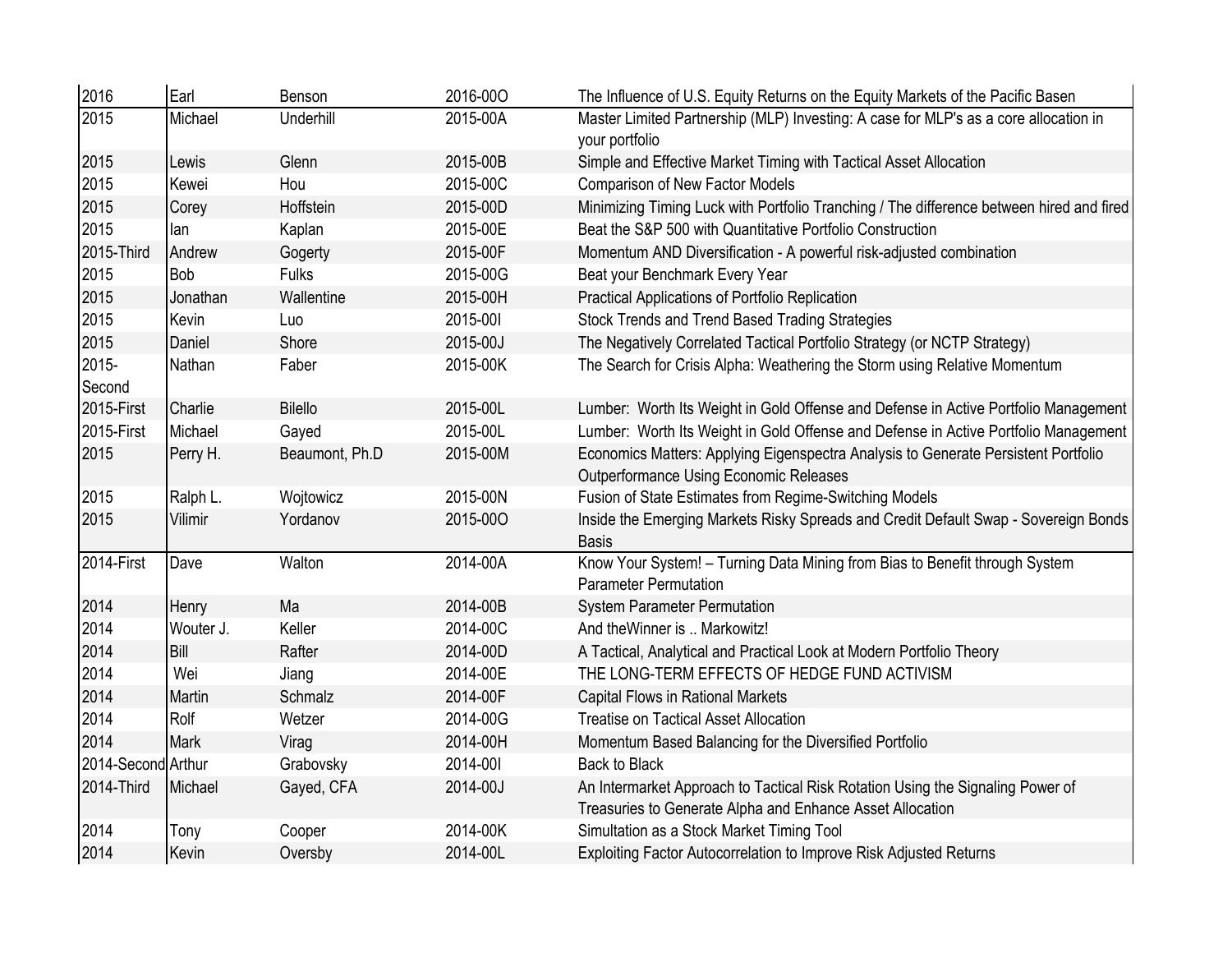| | | | | |
|---|---|---|---|---|
| 2016 | Earl | Benson | 2016-00O | The Influence of U.S. Equity Returns on the Equity Markets of the Pacific Basen |
| 2015 | Michael | Underhill | 2015-00A | Master Limited Partnership (MLP) Investing: A case for MLP's as a core allocation in your portfolio |
| 2015 | Lewis | Glenn | 2015-00B | Simple and Effective Market Timing with Tactical Asset Allocation |
| 2015 | Kewei | Hou | 2015-00C | Comparison of New Factor Models |
| 2015 | Corey | Hoffstein | 2015-00D | Minimizing Timing Luck with Portfolio Tranching / The difference between hired and fired |
| 2015 | Ian | Kaplan | 2015-00E | Beat the S&P 500 with Quantitative Portfolio Construction |
| 2015-Third | Andrew | Gogerty | 2015-00F | Momentum AND Diversification - A powerful risk-adjusted combination |
| 2015 | Bob | Fulks | 2015-00G | Beat your Benchmark Every Year |
| 2015 | Jonathan | Wallentine | 2015-00H | Practical Applications of Portfolio Replication |
| 2015 | Kevin | Luo | 2015-00I | Stock Trends and Trend Based Trading Strategies |
| 2015 | Daniel | Shore | 2015-00J | The Negatively Correlated Tactical Portfolio Strategy (or NCTP Strategy) |
| 2015-Second | Nathan | Faber | 2015-00K | The Search for Crisis Alpha: Weathering the Storm using Relative Momentum |
| 2015-First | Charlie | Bilello | 2015-00L | Lumber: Worth Its Weight in Gold Offense and Defense in Active Portfolio Management |
| 2015-First | Michael | Gayed | 2015-00L | Lumber: Worth Its Weight in Gold Offense and Defense in Active Portfolio Management |
| 2015 | Perry H. | Beaumont, Ph.D | 2015-00M | Economics Matters: Applying Eigenspectra Analysis to Generate Persistent Portfolio Outperformance Using Economic Releases |
| 2015 | Ralph L. | Wojtowicz | 2015-00N | Fusion of State Estimates from Regime-Switching Models |
| 2015 | Vilimir | Yordanov | 2015-00O | Inside the Emerging Markets Risky Spreads and Credit Default Swap - Sovereign Bonds Basis |
| 2014-First | Dave | Walton | 2014-00A | Know Your System! – Turning Data Mining from Bias to Benefit through System Parameter Permutation |
| 2014 | Henry | Ma | 2014-00B | System Parameter Permutation |
| 2014 | Wouter J. | Keller | 2014-00C | And theWinner is .. Markowitz! |
| 2014 | Bill | Rafter | 2014-00D | A Tactical, Analytical and Practical Look at Modern Portfolio Theory |
| 2014 | Wei | Jiang | 2014-00E | THE LONG-TERM EFFECTS OF HEDGE FUND ACTIVISM |
| 2014 | Martin | Schmalz | 2014-00F | Capital Flows in Rational Markets |
| 2014 | Rolf | Wetzer | 2014-00G | Treatise on Tactical Asset Allocation |
| 2014 | Mark | Virag | 2014-00H | Momentum Based Balancing for the Diversified Portfolio |
| 2014-Second | Arthur | Grabovsky | 2014-00I | Back to Black |
| 2014-Third | Michael | Gayed, CFA | 2014-00J | An Intermarket Approach to Tactical Risk Rotation Using the Signaling Power of Treasuries to Generate Alpha and Enhance Asset Allocation |
| 2014 | Tony | Cooper | 2014-00K | Simultation as a Stock Market Timing Tool |
| 2014 | Kevin | Oversby | 2014-00L | Exploiting Factor Autocorrelation to Improve Risk Adjusted Returns |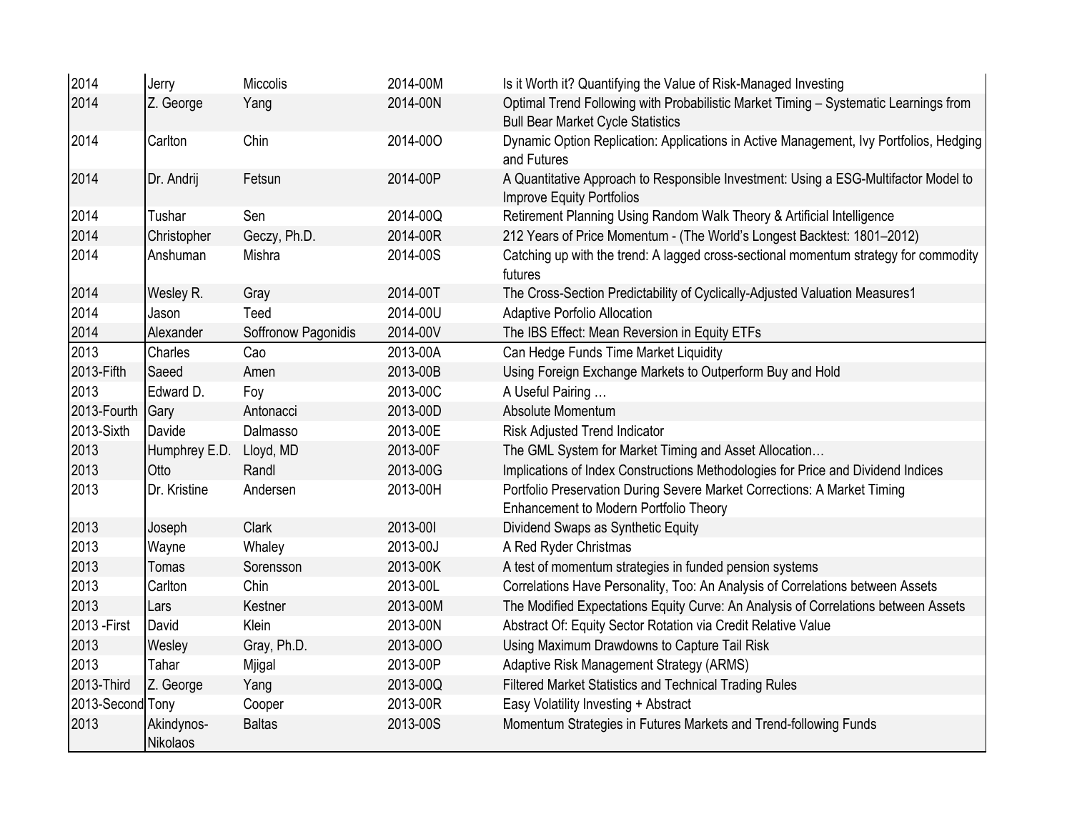| | | | | |
|---|---|---|---|---|
| 2014 | Jerry | Miccolis | 2014-00M | Is it Worth it? Quantifying the Value of Risk-Managed Investing |
| 2014 | Z. George | Yang | 2014-00N | Optimal Trend Following with Probabilistic Market Timing – Systematic Learnings from Bull Bear Market Cycle Statistics |
| 2014 | Carlton | Chin | 2014-00O | Dynamic Option Replication: Applications in Active Management, Ivy Portfolios, Hedging and Futures |
| 2014 | Dr. Andrij | Fetsun | 2014-00P | A Quantitative Approach to Responsible Investment: Using a ESG-Multifactor Model to Improve Equity Portfolios |
| 2014 | Tushar | Sen | 2014-00Q | Retirement Planning Using Random Walk Theory & Artificial Intelligence |
| 2014 | Christopher | Geczy, Ph.D. | 2014-00R | 212 Years of Price Momentum - (The World's Longest Backtest: 1801–2012) |
| 2014 | Anshuman | Mishra | 2014-00S | Catching up with the trend: A lagged cross-sectional momentum strategy for commodity futures |
| 2014 | Wesley R. | Gray | 2014-00T | The Cross-Section Predictability of Cyclically-Adjusted Valuation Measures1 |
| 2014 | Jason | Teed | 2014-00U | Adaptive Porfolio Allocation |
| 2014 | Alexander | Soffronow Pagonidis | 2014-00V | The IBS Effect: Mean Reversion in Equity ETFs |
| 2013 | Charles | Cao | 2013-00A | Can Hedge Funds Time Market Liquidity |
| 2013-Fifth | Saeed | Amen | 2013-00B | Using Foreign Exchange Markets to Outperform Buy and Hold |
| 2013 | Edward D. | Foy | 2013-00C | A Useful Pairing … |
| 2013-Fourth | Gary | Antonacci | 2013-00D | Absolute Momentum |
| 2013-Sixth | Davide | Dalmasso | 2013-00E | Risk Adjusted Trend Indicator |
| 2013 | Humphrey E.D. | Lloyd, MD | 2013-00F | The GML System for Market Timing and Asset Allocation… |
| 2013 | Otto | Randl | 2013-00G | Implications of Index Constructions Methodologies for Price and Dividend Indices |
| 2013 | Dr. Kristine | Andersen | 2013-00H | Portfolio Preservation During Severe Market Corrections: A Market Timing Enhancement to Modern Portfolio Theory |
| 2013 | Joseph | Clark | 2013-00I | Dividend Swaps as Synthetic Equity |
| 2013 | Wayne | Whaley | 2013-00J | A Red Ryder Christmas |
| 2013 | Tomas | Sorensson | 2013-00K | A test of momentum strategies in funded pension systems |
| 2013 | Carlton | Chin | 2013-00L | Correlations Have Personality, Too: An Analysis of Correlations between Assets |
| 2013 | Lars | Kestner | 2013-00M | The Modified Expectations Equity Curve: An Analysis of Correlations between Assets |
| 2013 -First | David | Klein | 2013-00N | Abstract Of: Equity Sector Rotation via Credit Relative Value |
| 2013 | Wesley | Gray, Ph.D. | 2013-00O | Using Maximum Drawdowns to Capture Tail Risk |
| 2013 | Tahar | Mjigal | 2013-00P | Adaptive Risk Management Strategy (ARMS) |
| 2013-Third | Z. George | Yang | 2013-00Q | Filtered Market Statistics and Technical Trading Rules |
| 2013-Second | Tony | Cooper | 2013-00R | Easy Volatility Investing + Abstract |
| 2013 | Akindynos-Nikolaos | Baltas | 2013-00S | Momentum Strategies in Futures Markets and Trend-following Funds |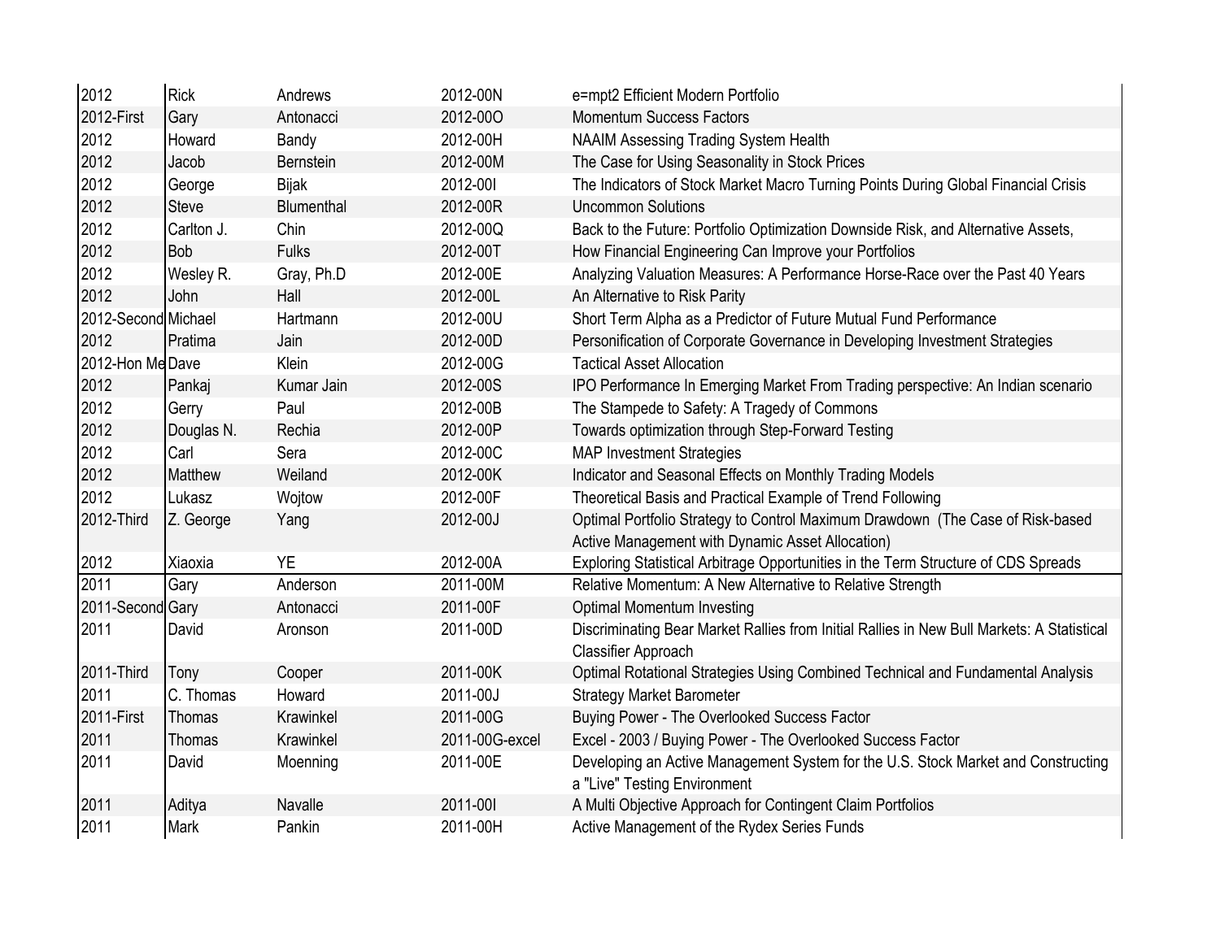| | | | | |
|---|---|---|---|---|
| 2012 | Rick | Andrews | 2012-00N | e=mpt2 Efficient Modern Portfolio |
| 2012-First | Gary | Antonacci | 2012-00O | Momentum Success Factors |
| 2012 | Howard | Bandy | 2012-00H | NAAIM Assessing Trading System Health |
| 2012 | Jacob | Bernstein | 2012-00M | The Case for Using Seasonality in Stock Prices |
| 2012 | George | Bijak | 2012-00I | The Indicators of Stock Market Macro Turning Points During Global Financial Crisis |
| 2012 | Steve | Blumenthal | 2012-00R | Uncommon Solutions |
| 2012 | Carlton J. | Chin | 2012-00Q | Back to the Future: Portfolio Optimization Downside Risk, and Alternative Assets, |
| 2012 | Bob | Fulks | 2012-00T | How Financial Engineering Can Improve your Portfolios |
| 2012 | Wesley R. | Gray, Ph.D | 2012-00E | Analyzing Valuation Measures: A Performance Horse-Race over the Past 40 Years |
| 2012 | John | Hall | 2012-00L | An Alternative to Risk Parity |
| 2012-Second | Michael | Hartmann | 2012-00U | Short Term Alpha as a Predictor of Future Mutual Fund Performance |
| 2012 | Pratima | Jain | 2012-00D | Personification of Corporate Governance in Developing Investment Strategies |
| 2012-Hon Me | Dave | Klein | 2012-00G | Tactical Asset Allocation |
| 2012 | Pankaj | Kumar Jain | 2012-00S | IPO Performance In Emerging Market From Trading perspective: An Indian scenario |
| 2012 | Gerry | Paul | 2012-00B | The Stampede to Safety: A Tragedy of Commons |
| 2012 | Douglas N. | Rechia | 2012-00P | Towards optimization through Step-Forward Testing |
| 2012 | Carl | Sera | 2012-00C | MAP Investment Strategies |
| 2012 | Matthew | Weiland | 2012-00K | Indicator and Seasonal Effects on Monthly Trading Models |
| 2012 | Lukasz | Wojtow | 2012-00F | Theoretical Basis and Practical Example of Trend Following |
| 2012-Third | Z. George | Yang | 2012-00J | Optimal Portfolio Strategy to Control Maximum Drawdown (The Case of Risk-based Active Management with Dynamic Asset Allocation) |
| 2012 | Xiaoxia | YE | 2012-00A | Exploring Statistical Arbitrage Opportunities in the Term Structure of CDS Spreads |
| 2011 | Gary | Anderson | 2011-00M | Relative Momentum: A New Alternative to Relative Strength |
| 2011-Second | Gary | Antonacci | 2011-00F | Optimal Momentum Investing |
| 2011 | David | Aronson | 2011-00D | Discriminating Bear Market Rallies from Initial Rallies in New Bull Markets: A Statistical Classifier Approach |
| 2011-Third | Tony | Cooper | 2011-00K | Optimal Rotational Strategies Using Combined Technical and Fundamental Analysis |
| 2011 | C. Thomas | Howard | 2011-00J | Strategy Market Barometer |
| 2011-First | Thomas | Krawinkel | 2011-00G | Buying Power - The Overlooked Success Factor |
| 2011 | Thomas | Krawinkel | 2011-00G-excel | Excel - 2003 / Buying Power - The Overlooked Success Factor |
| 2011 | David | Moenning | 2011-00E | Developing an Active Management System for the U.S. Stock Market and Constructing a "Live" Testing Environment |
| 2011 | Aditya | Navalle | 2011-00I | A Multi Objective Approach for Contingent Claim Portfolios |
| 2011 | Mark | Pankin | 2011-00H | Active Management of the Rydex Series Funds |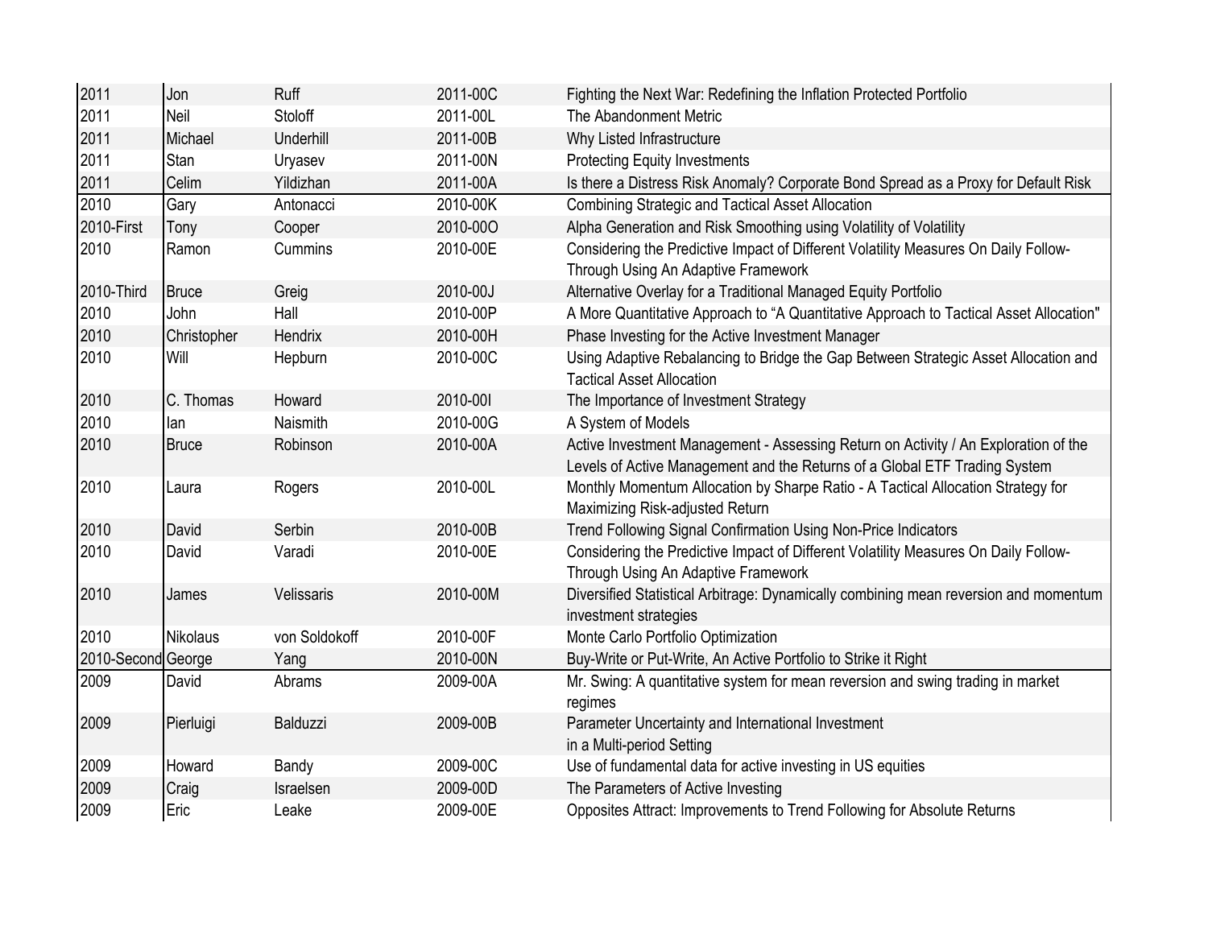| | | | | |
|---|---|---|---|---|
| 2011 | Jon | Ruff | 2011-00C | Fighting the Next War: Redefining the Inflation Protected Portfolio |
| 2011 | Neil | Stoloff | 2011-00L | The Abandonment Metric |
| 2011 | Michael | Underhill | 2011-00B | Why Listed Infrastructure |
| 2011 | Stan | Uryasev | 2011-00N | Protecting Equity Investments |
| 2011 | Celim | Yildizhan | 2011-00A | Is there a Distress Risk Anomaly? Corporate Bond Spread as a Proxy for Default Risk |
| 2010 | Gary | Antonacci | 2010-00K | Combining Strategic and Tactical Asset Allocation |
| 2010-First | Tony | Cooper | 2010-00O | Alpha Generation and Risk Smoothing using Volatility of Volatility |
| 2010 | Ramon | Cummins | 2010-00E | Considering the Predictive Impact of Different Volatility Measures On Daily Follow-Through Using An Adaptive Framework |
| 2010-Third | Bruce | Greig | 2010-00J | Alternative Overlay for a Traditional Managed Equity Portfolio |
| 2010 | John | Hall | 2010-00P | A More Quantitative Approach to "A Quantitative Approach to Tactical Asset Allocation" |
| 2010 | Christopher | Hendrix | 2010-00H | Phase Investing for the Active Investment Manager |
| 2010 | Will | Hepburn | 2010-00C | Using Adaptive Rebalancing to Bridge the Gap Between Strategic Asset Allocation and Tactical Asset Allocation |
| 2010 | C. Thomas | Howard | 2010-00I | The Importance of Investment Strategy |
| 2010 | Ian | Naismith | 2010-00G | A System of Models |
| 2010 | Bruce | Robinson | 2010-00A | Active Investment Management - Assessing Return on Activity / An Exploration of the Levels of Active Management and the Returns of a Global ETF Trading System |
| 2010 | Laura | Rogers | 2010-00L | Monthly Momentum Allocation by Sharpe Ratio - A Tactical Allocation Strategy for Maximizing Risk-adjusted Return |
| 2010 | David | Serbin | 2010-00B | Trend Following Signal Confirmation Using Non-Price Indicators |
| 2010 | David | Varadi | 2010-00E | Considering the Predictive Impact of Different Volatility Measures On Daily Follow-Through Using An Adaptive Framework |
| 2010 | James | Velissaris | 2010-00M | Diversified Statistical Arbitrage: Dynamically combining mean reversion and momentum investment strategies |
| 2010 | Nikolaus | von Soldokoff | 2010-00F | Monte Carlo Portfolio Optimization |
| 2010-Second | George | Yang | 2010-00N | Buy-Write or Put-Write, An Active Portfolio to Strike it Right |
| 2009 | David | Abrams | 2009-00A | Mr. Swing: A quantitative system for mean reversion and swing trading in market regimes |
| 2009 | Pierluigi | Balduzzi | 2009-00B | Parameter Uncertainty and International Investment in a Multi-period Setting |
| 2009 | Howard | Bandy | 2009-00C | Use of fundamental data for active investing in US equities |
| 2009 | Craig | Israelsen | 2009-00D | The Parameters of Active Investing |
| 2009 | Eric | Leake | 2009-00E | Opposites Attract: Improvements to Trend Following for Absolute Returns |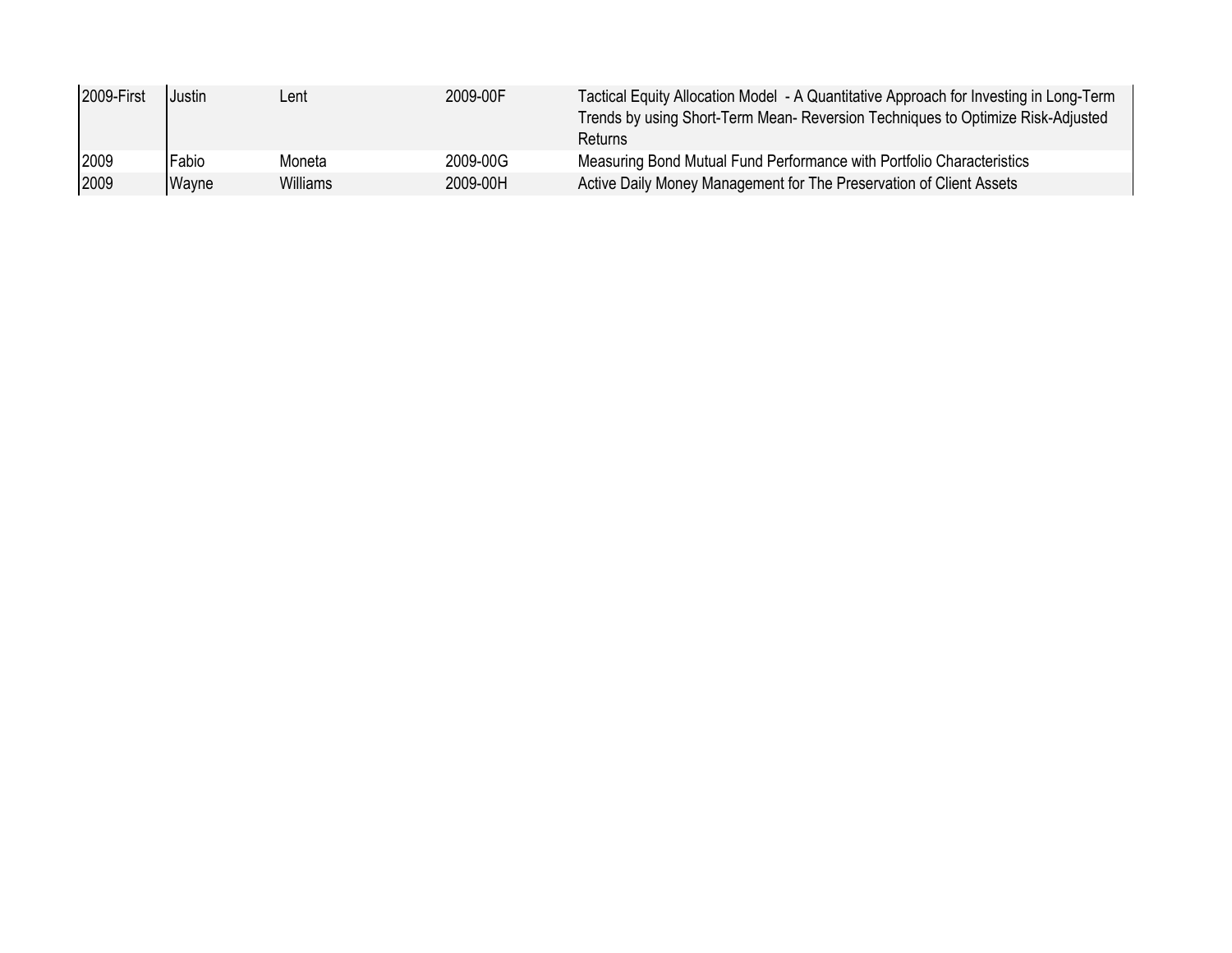| | | | | |
|---|---|---|---|---|
| 2009-First | Justin | Lent | 2009-00F | Tactical Equity Allocation Model  - A Quantitative Approach for Investing in Long-Term Trends by using Short-Term Mean- Reversion Techniques to Optimize Risk-Adjusted Returns |
| 2009 | Fabio | Moneta | 2009-00G | Measuring Bond Mutual Fund Performance with Portfolio Characteristics |
| 2009 | Wayne | Williams | 2009-00H | Active Daily Money Management for The Preservation of Client Assets |